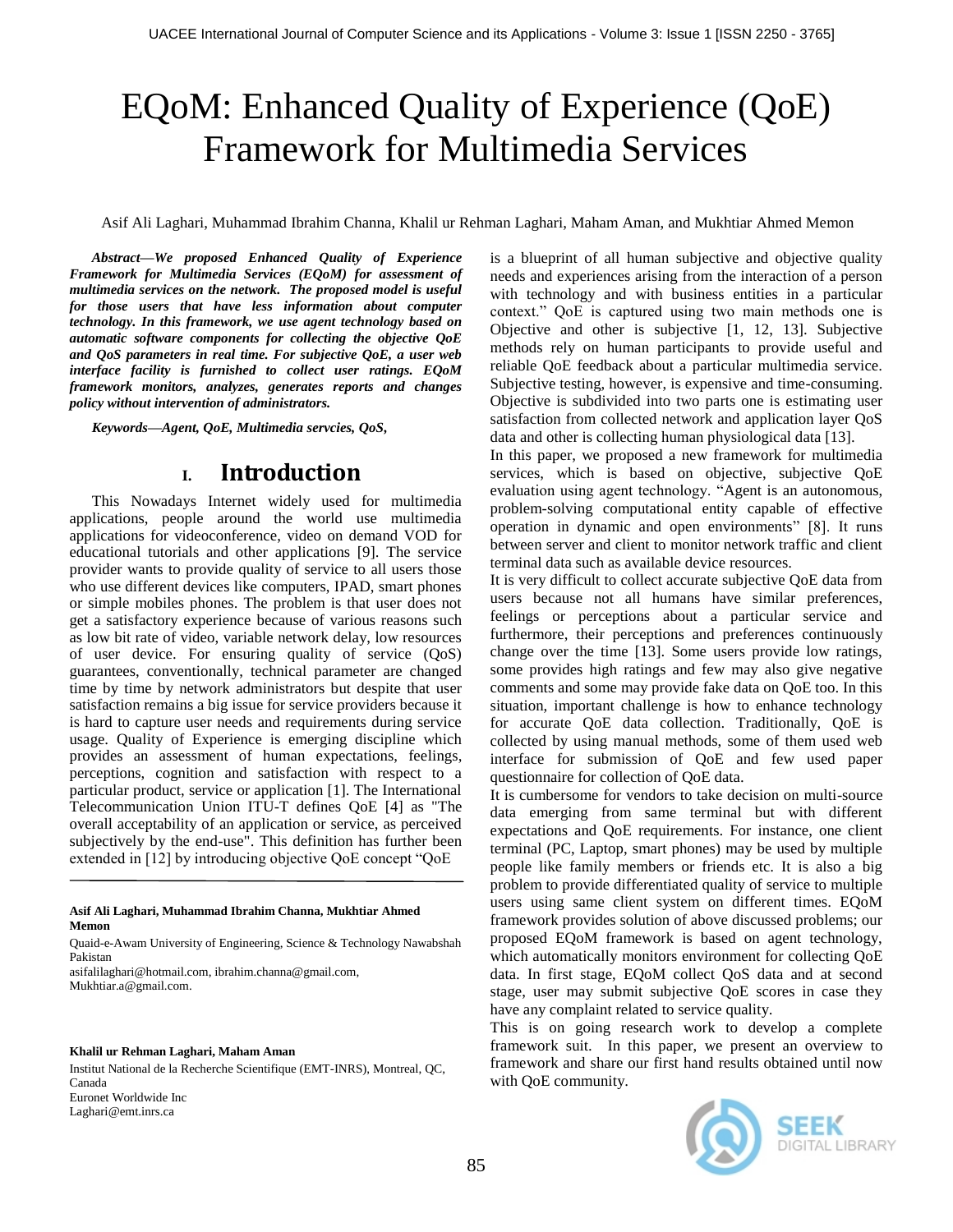// EQoM: Enhanced Quality of Experience (QoE) Framework for Multimedia Services

Asif Ali Laghari, Muhammad Ibrahim Channa, Khalil ur Rehman Laghari, Maham Aman, and Mukhtiar Ahmed Memon

***Abstract*—We proposed Enhanced Quality of Experience Framework for Multimedia Services (EQoM) for assessment of multimedia services on the network. The proposed model is useful for those users that have less information about computer technology. In this framework, we use agent technology based on automatic software components for collecting the objective QoE and QoS parameters in real time. For subjective QoE, a user web interface facility is furnished to collect user ratings. EQoM framework monitors, analyzes, generates reports and changes policy without intervention of administrators.**

***Keywords*—Agent, QoE, Multimedia servcies, QoS,**

## I. Introduction

This Nowadays Internet widely used for multimedia applications, people around the world use multimedia applications for videoconference, video on demand VOD for educational tutorials and other applications [9]. The service provider wants to provide quality of service to all users those who use different devices like computers, IPAD, smart phones or simple mobiles phones. The problem is that user does not get a satisfactory experience because of various reasons such as low bit rate of video, variable network delay, low resources of user device. For ensuring quality of service (QoS) guarantees, conventionally, technical parameter are changed time by time by network administrators but despite that user satisfaction remains a big issue for service providers because it is hard to capture user needs and requirements during service usage. Quality of Experience is emerging discipline which provides an assessment of human expectations, feelings, perceptions, cognition and satisfaction with respect to a particular product, service or application [1]. The International Telecommunication Union ITU-T defines QoE [4] as "The overall acceptability of an application or service, as perceived subjectively by the end-use". This definition has further been extended in [12] by introducing objective QoE concept "QoE is a blueprint of all human subjective and objective quality needs and experiences arising from the interaction of a person with technology and with business entities in a particular context." QoE is captured using two main methods one is Objective and other is subjective [1, 12, 13]. Subjective methods rely on human participants to provide useful and reliable QoE feedback about a particular multimedia service. Subjective testing, however, is expensive and time-consuming. Objective is subdivided into two parts one is estimating user satisfaction from collected network and application layer QoS data and other is collecting human physiological data [13].

In this paper, we proposed a new framework for multimedia services, which is based on objective, subjective QoE evaluation using agent technology. "Agent is an autonomous, problem-solving computational entity capable of effective operation in dynamic and open environments" [8]. It runs between server and client to monitor network traffic and client terminal data such as available device resources.

It is very difficult to collect accurate subjective QoE data from users because not all humans have similar preferences, feelings or perceptions about a particular service and furthermore, their perceptions and preferences continuously change over the time [13]. Some users provide low ratings, some provides high ratings and few may also give negative comments and some may provide fake data on QoE too. In this situation, important challenge is how to enhance technology for accurate QoE data collection. Traditionally, QoE is collected by using manual methods, some of them used web interface for submission of QoE and few used paper questionnaire for collection of QoE data.

It is cumbersome for vendors to take decision on multi-source data emerging from same terminal but with different expectations and QoE requirements. For instance, one client terminal (PC, Laptop, smart phones) may be used by multiple people like family members or friends etc. It is also a big problem to provide differentiated quality of service to multiple users using same client system on different times. EQoM framework provides solution of above discussed problems; our proposed EQoM framework is based on agent technology, which automatically monitors environment for collecting QoE data. In first stage, EQoM collect QoS data and at second stage, user may submit subjective QoE scores in case they have any complaint related to service quality.

This is on going research work to develop a complete framework suit. In this paper, we present an overview to framework and share our first hand results obtained until now with QoE community.

---

**Asif Ali Laghari, Muhammad Ibrahim Channa, Mukhtiar Ahmed Memon**

Quaid-e-Awam University of Engineering, Science & Technology Nawabshah Pakistan

asifalilaghari@hotmail.com, ibrahim.channa@gmail.com, Mukhtiar.a@gmail.com.

**Khalil ur Rehman Laghari, Maham Aman**

Institut National de la Recherche Scientifique (EMT-INRS), Montreal, QC, Canada

Euronet Worldwide Inc

Laghari@emt.inrs.ca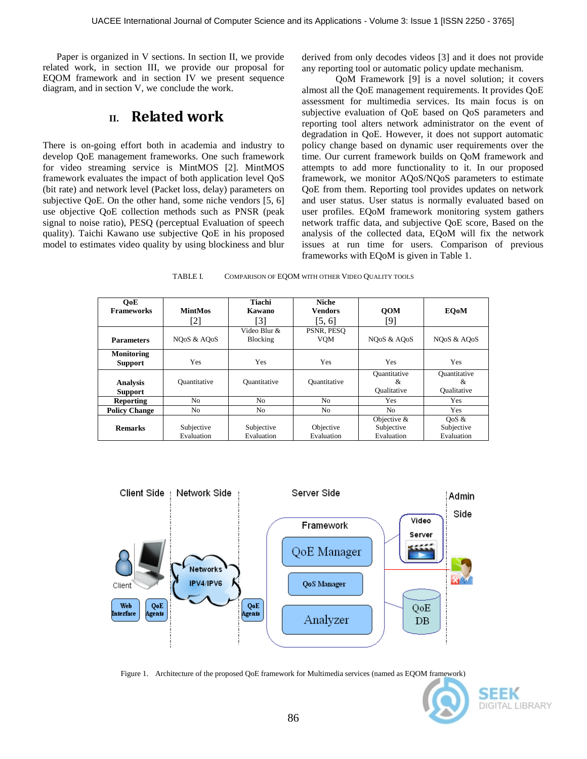Paper is organized in V sections. In section II, we provide related work, in section III, we provide our proposal for EQOM framework and in section IV we present sequence diagram, and in section V, we conclude the work.

## II. Related work

There is on-going effort both in academia and industry to develop QoE management frameworks. One such framework for video streaming service is MintMOS [2]. MintMOS framework evaluates the impact of both application level QoS (bit rate) and network level (Packet loss, delay) parameters on subjective QoE. On the other hand, some niche vendors [5, 6] use objective QoE collection methods such as PNSR (peak signal to noise ratio), PESQ (perceptual Evaluation of speech quality). Taichi Kawano use subjective QoE in his proposed model to estimates video quality by using blockiness and blur derived from only decodes videos [3] and it does not provide any reporting tool or automatic policy update mechanism.

QoM Framework [9] is a novel solution; it covers almost all the QoE management requirements. It provides QoE assessment for multimedia services. Its main focus is on subjective evaluation of QoE based on QoS parameters and reporting tool alters network administrator on the event of degradation in QoE. However, it does not support automatic policy change based on dynamic user requirements over the time. Our current framework builds on QoM framework and attempts to add more functionality to it. In our proposed framework, we monitor AQoS/NQoS parameters to estimate QoE from them. Reporting tool provides updates on network and user status. User status is normally evaluated based on user profiles. EQoM framework monitoring system gathers network traffic data, and subjective QoE score, Based on the analysis of the collected data, EQoM will fix the network issues at run time for users. Comparison of previous frameworks with EQoM is given in Table 1.

TABLE I. COMPARISON OF EQOM WITH OTHER VIDEO QUALITY TOOLS

| QoE Frameworks | MintMos [2] | Tiachi Kawano [3] | Niche Vendors [5, 6] | QOM [9] | EQoM |
|---|---|---|---|---|---|
| **Parameters** | NQoS & AQoS | Video Blur & Blocking | PSNR, PESQ VQM | NQoS & AQoS | NQoS & AQoS |
| **Monitoring Support** | Yes | Yes | Yes | Yes | Yes |
| **Analysis Support** | Quantitative | Quantitative | Quantitative | Quantitative & Qualitative | Quantitative & Qualitative |
| **Reporting** | No | No | No | Yes | Yes |
| **Policy Change** | No | No | No | No | Yes |
| **Remarks** | Subjective Evaluation | Subjective Evaluation | Objective Evaluation | Objective & Subjective Evaluation | QoS & Subjective Evaluation |

Figure 1. Architecture of the proposed QoE framework for Multimedia services (named as EQOM framework)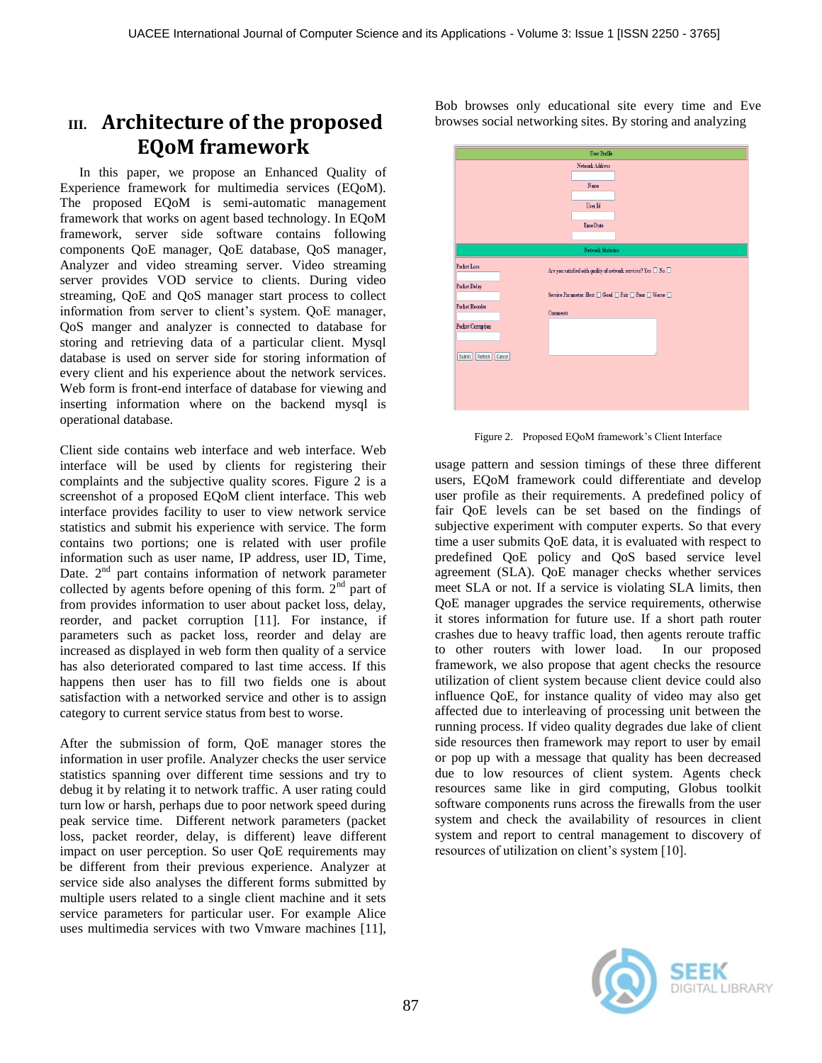## III. Architecture of the proposed EQoM framework

In this paper, we propose an Enhanced Quality of Experience framework for multimedia services (EQoM). The proposed EQoM is semi-automatic management framework that works on agent based technology. In EQoM framework, server side software contains following components QoE manager, QoE database, QoS manager, Analyzer and video streaming server. Video streaming server provides VOD service to clients. During video streaming, QoE and QoS manager start process to collect information from server to client's system. QoE manager, QoS manger and analyzer is connected to database for storing and retrieving data of a particular client. Mysql database is used on server side for storing information of every client and his experience about the network services. Web form is front-end interface of database for viewing and inserting information where on the backend mysql is operational database.

Client side contains web interface and web interface. Web interface will be used by clients for registering their complaints and the subjective quality scores. Figure 2 is a screenshot of a proposed EQoM client interface. This web interface provides facility to user to view network service statistics and submit his experience with service. The form contains two portions; one is related with user profile information such as user name, IP address, user ID, Time, Date. 2nd part contains information of network parameter collected by agents before opening of this form. 2nd part of from provides information to user about packet loss, delay, reorder, and packet corruption [11]. For instance, if parameters such as packet loss, reorder and delay are increased as displayed in web form then quality of a service has also deteriorated compared to last time access. If this happens then user has to fill two fields one is about satisfaction with a networked service and other is to assign category to current service status from best to worse.

After the submission of form, QoE manager stores the information in user profile. Analyzer checks the user service statistics spanning over different time sessions and try to debug it by relating it to network traffic. A user rating could turn low or harsh, perhaps due to poor network speed during peak service time. Different network parameters (packet loss, packet reorder, delay, is different) leave different impact on user perception. So user QoE requirements may be different from their previous experience. Analyzer at service side also analyses the different forms submitted by multiple users related to a single client machine and it sets service parameters for particular user. For example Alice uses multimedia services with two Vmware machines [11], Bob browses only educational site every time and Eve browses social networking sites. By storing and analyzing

Figure 2. Proposed EQoM framework's Client Interface

usage pattern and session timings of these three different users, EQoM framework could differentiate and develop user profile as their requirements. A predefined policy of fair QoE levels can be set based on the findings of subjective experiment with computer experts. So that every time a user submits QoE data, it is evaluated with respect to predefined QoE policy and QoS based service level agreement (SLA). QoE manager checks whether services meet SLA or not. If a service is violating SLA limits, then QoE manager upgrades the service requirements, otherwise it stores information for future use. If a short path router crashes due to heavy traffic load, then agents reroute traffic to other routers with lower load. In our proposed framework, we also propose that agent checks the resource utilization of client system because client device could also influence QoE, for instance quality of video may also get affected due to interleaving of processing unit between the running process. If video quality degrades due lake of client side resources then framework may report to user by email or pop up with a message that quality has been decreased due to low resources of client system. Agents check resources same like in gird computing, Globus toolkit software components runs across the firewalls from the user system and check the availability of resources in client system and report to central management to discovery of resources of utilization on client's system [10].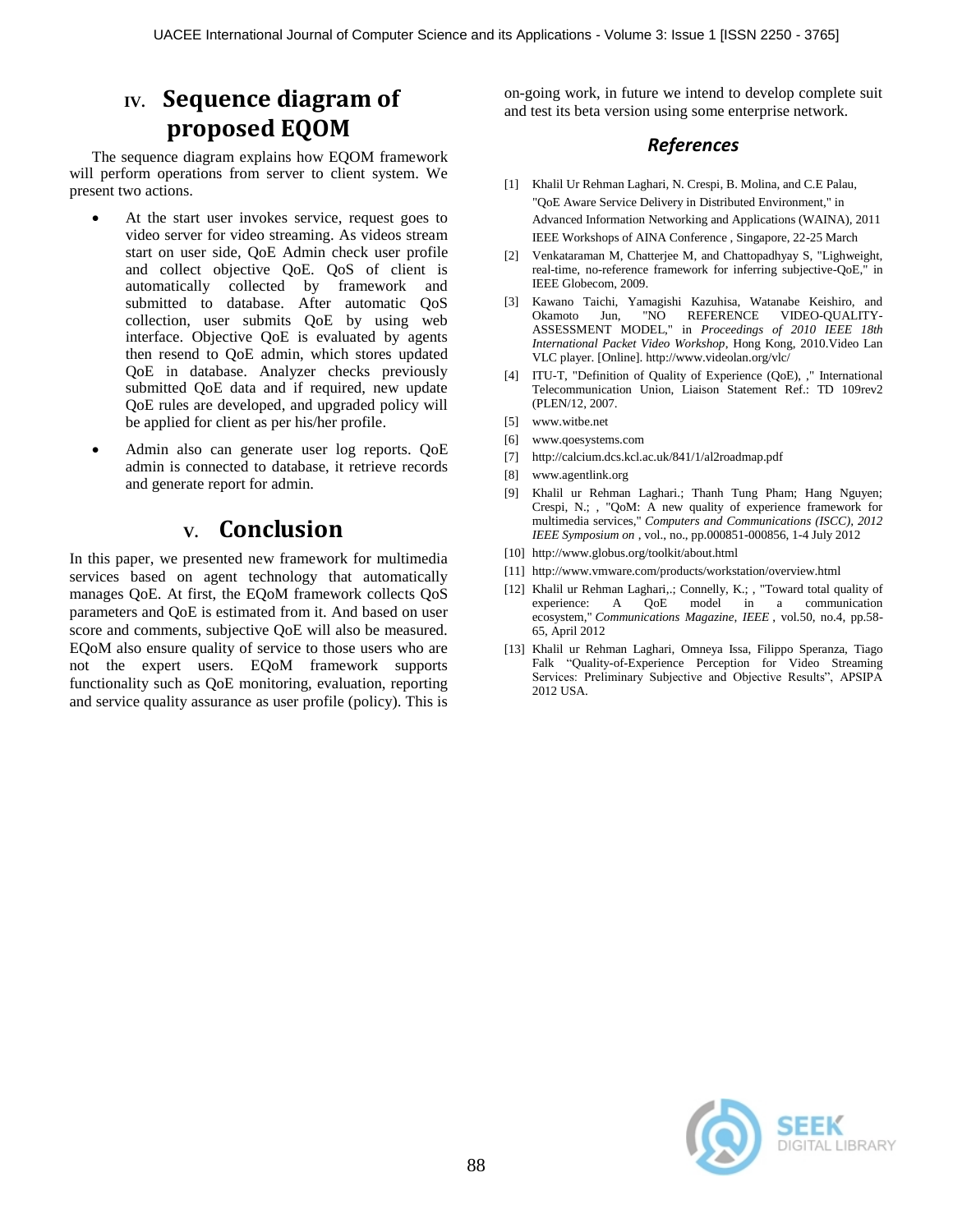## IV. Sequence diagram of proposed EQOM

The sequence diagram explains how EQOM framework will perform operations from server to client system. We present two actions.

- At the start user invokes service, request goes to video server for video streaming. As videos stream start on user side, QoE Admin check user profile and collect objective QoE. QoS of client is automatically collected by framework and submitted to database. After automatic QoS collection, user submits QoE by using web interface. Objective QoE is evaluated by agents then resend to QoE admin, which stores updated QoE in database. Analyzer checks previously submitted QoE data and if required, new update QoE rules are developed, and upgraded policy will be applied for client as per his/her profile.
- Admin also can generate user log reports. QoE admin is connected to database, it retrieve records and generate report for admin.

## V. Conclusion

In this paper, we presented new framework for multimedia services based on agent technology that automatically manages QoE. At first, the EQoM framework collects QoS parameters and QoE is estimated from it. And based on user score and comments, subjective QoE will also be measured. EQoM also ensure quality of service to those users who are not the expert users. EQoM framework supports functionality such as QoE monitoring, evaluation, reporting and service quality assurance as user profile (policy). This is on-going work, in future we intend to develop complete suit and test its beta version using some enterprise network.

## *References*

[1] Khalil Ur Rehman Laghari, N. Crespi, B. Molina, and C.E Palau, "QoE Aware Service Delivery in Distributed Environment," in Advanced Information Networking and Applications (WAINA), 2011 IEEE Workshops of AINA Conference , Singapore, 22-25 March

[2] Venkataraman M, Chatterjee M, and Chattopadhyay S, "Lighweight, real-time, no-reference framework for inferring subjective-QoE," in IEEE Globecom, 2009.

[3] Kawano Taichi, Yamagishi Kazuhisa, Watanabe Keishiro, and Okamoto Jun, "NO REFERENCE VIDEO-QUALITY-ASSESSMENT MODEL," in *Proceedings of 2010 IEEE 18th International Packet Video Workshop*, Hong Kong, 2010.Video Lan VLC player. [Online]. http://www.videolan.org/vlc/

[4] ITU-T, "Definition of Quality of Experience (QoE), ," International Telecommunication Union, Liaison Statement Ref.: TD 109rev2 (PLEN/12, 2007.

[5] www.witbe.net

[6] www.qoesystems.com

[7] http://calcium.dcs.kcl.ac.uk/841/1/al2roadmap.pdf

[8] www.agentlink.org

[9] Khalil ur Rehman Laghari.; Thanh Tung Pham; Hang Nguyen; Crespi, N.; , "QoM: A new quality of experience framework for multimedia services," *Computers and Communications (ISCC), 2012 IEEE Symposium on* , vol., no., pp.000851-000856, 1-4 July 2012

[10] http://www.globus.org/toolkit/about.html

[11] http://www.vmware.com/products/workstation/overview.html

[12] Khalil ur Rehman Laghari,.; Connelly, K.; , "Toward total quality of experience: A QoE model in a communication ecosystem," *Communications Magazine, IEEE* , vol.50, no.4, pp.58-65, April 2012

[13] Khalil ur Rehman Laghari, Omneya Issa, Filippo Speranza, Tiago Falk "Quality-of-Experience Perception for Video Streaming Services: Preliminary Subjective and Objective Results", APSIPA 2012 USA.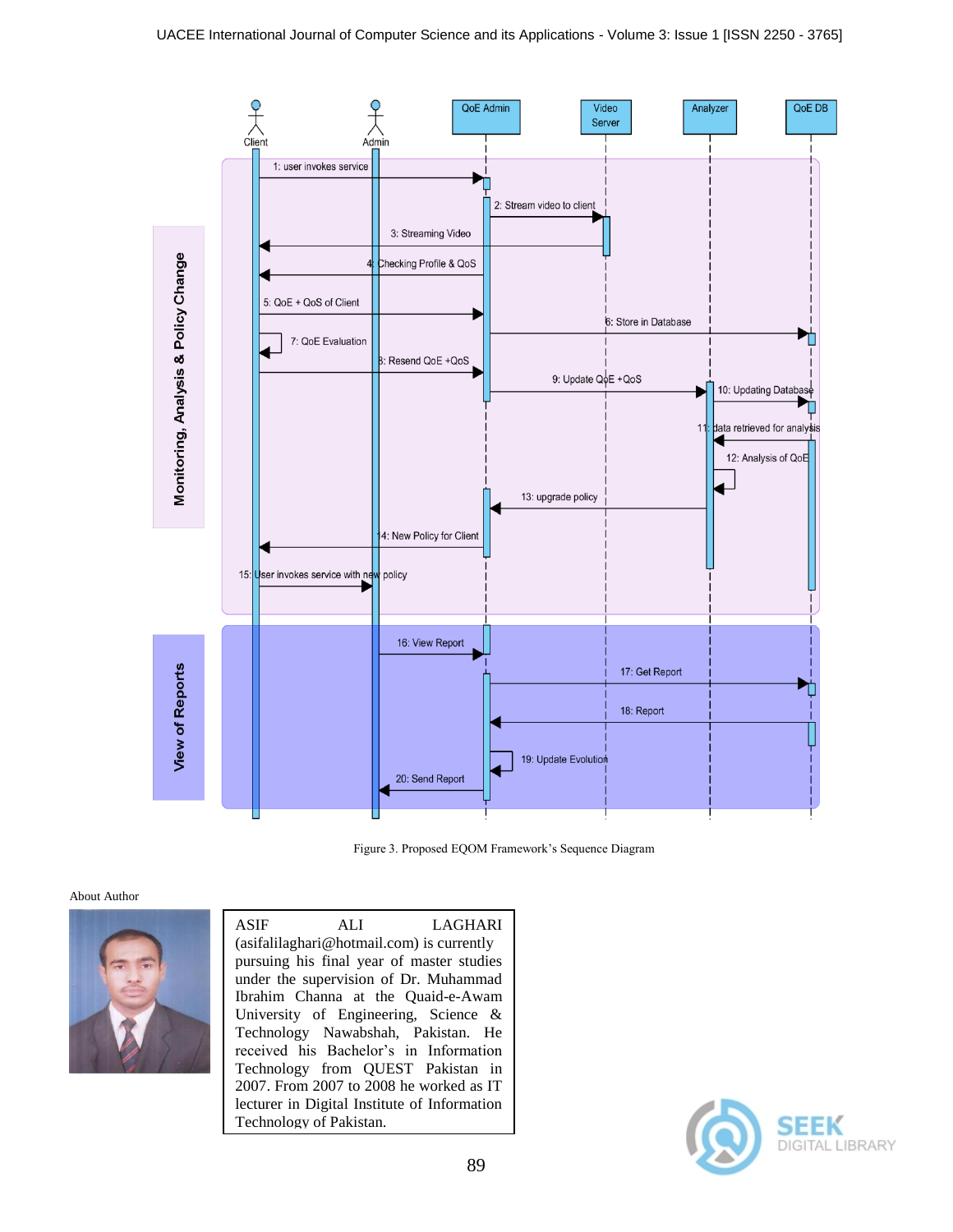Client

Admin

QoE Admin

Video Server

Analyzer

QoE DB

Monitoring, Analysis & Policy Change

1: user invokes service

2: Stream video to client

3: Streaming Video

4: Checking Profile & QoS

5: QoE + QoS of Client

6: Store in Database

7: QoE Evaluation

8: Resend QoE +QoS

9: Update QoE +QoS

10: Updating Database

11: data retrieved for analysis

12: Analysis of QoE

13: upgrade policy

14: New Policy for Client

15: User invokes service with new policy

View of Reports

16: View Report

17: Get Report

18: Report

19: Update Evolution

20: Send Report

Figure 3. Proposed EQOM Framework's Sequence Diagram

About Author

ASIF ALI LAGHARI (asifalilaghari@hotmail.com) is currently pursuing his final year of master studies under the supervision of Dr. Muhammad Ibrahim Channa at the Quaid-e-Awam University of Engineering, Science & Technology Nawabshah, Pakistan. He received his Bachelor's in Information Technology from QUEST Pakistan in 2007. From 2007 to 2008 he worked as IT lecturer in Digital Institute of Information Technology of Pakistan.